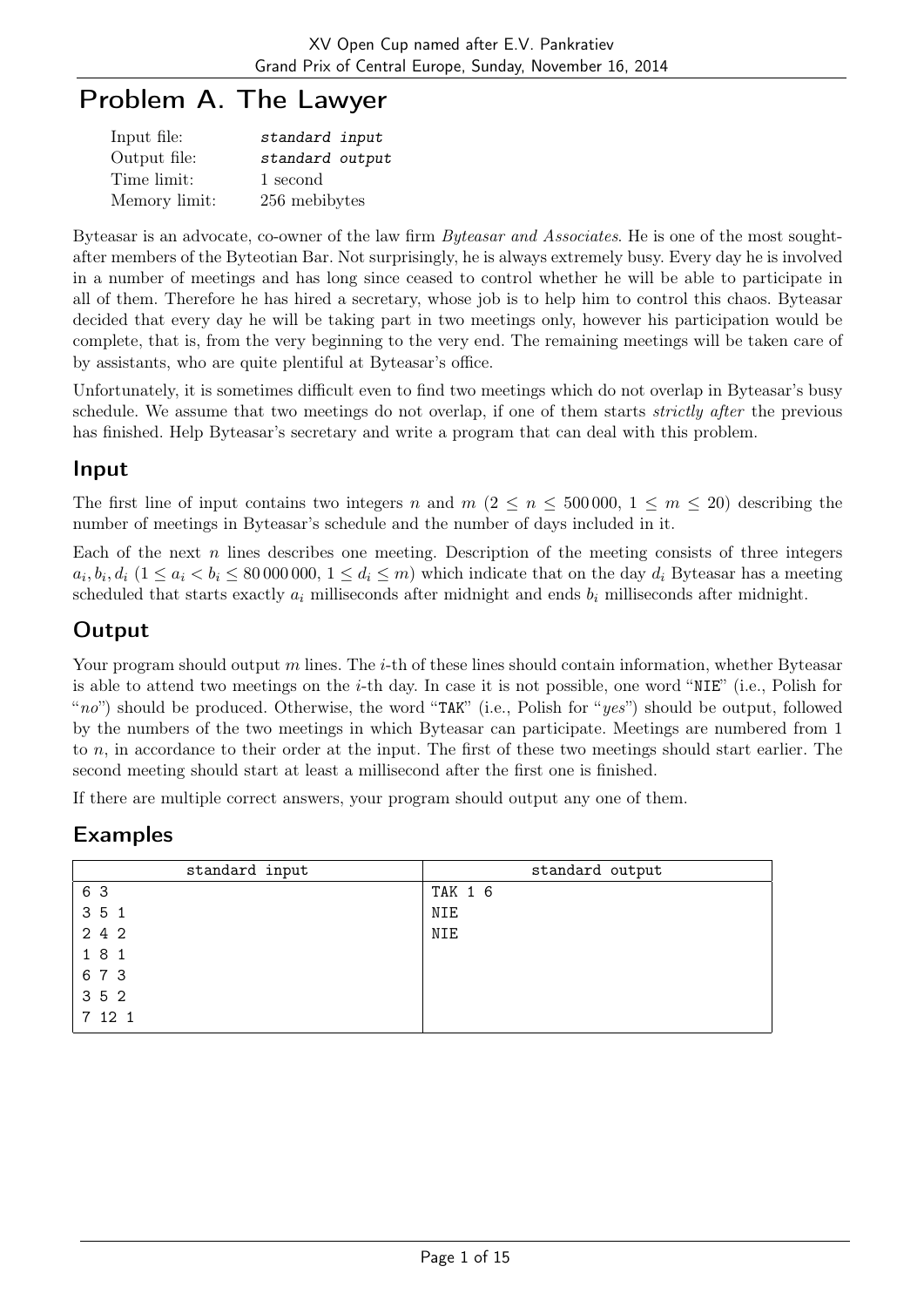# Problem A. The Lawyer

| | |
|---|---|
| Input file: | *standard input* |
| Output file: | *standard output* |
| Time limit: | 1 second |
| Memory limit: | 256 mebibytes |

Byteasar is an advocate, co-owner of the law firm *Byteasar and Associates*. He is one of the most sought-after members of the Byteotian Bar. Not surprisingly, he is always extremely busy. Every day he is involved in a number of meetings and has long since ceased to control whether he will be able to participate in all of them. Therefore he has hired a secretary, whose job is to help him to control this chaos. Byteasar decided that every day he will be taking part in two meetings only, however his participation would be complete, that is, from the very beginning to the very end. The remaining meetings will be taken care of by assistants, who are quite plentiful at Byteasar's office.

Unfortunately, it is sometimes difficult even to find two meetings which do not overlap in Byteasar's busy schedule. We assume that two meetings do not overlap, if one of them starts *strictly after* the previous has finished. Help Byteasar's secretary and write a program that can deal with this problem.

## Input

The first line of input contains two integers $n$ and $m$ ($2 \le n \le 500\,000$, $1 \le m \le 20$) describing the number of meetings in Byteasar's schedule and the number of days included in it.

Each of the next $n$ lines describes one meeting. Description of the meeting consists of three integers $a_i, b_i, d_i$ ($1 \le a_i < b_i \le 80\,000\,000$, $1 \le d_i \le m$) which indicate that on the day $d_i$ Byteasar has a meeting scheduled that starts exactly $a_i$ milliseconds after midnight and ends $b_i$ milliseconds after midnight.

## Output

Your program should output $m$ lines. The $i$-th of these lines should contain information, whether Byteasar is able to attend two meetings on the $i$-th day. In case it is not possible, one word "NIE" (i.e., Polish for "*no*") should be produced. Otherwise, the word "TAK" (i.e., Polish for "*yes*") should be output, followed by the numbers of the two meetings in which Byteasar can participate. Meetings are numbered from 1 to $n$, in accordance to their order at the input. The first of these two meetings should start earlier. The second meeting should start at least a millisecond after the first one is finished.

If there are multiple correct answers, your program should output any one of them.

## Examples

| standard input | standard output |
|---|---|
| 6 3<br>3 5 1<br>2 4 2<br>1 8 1<br>6 7 3<br>3 5 2<br>7 12 1 | TAK 1 6<br>NIE<br>NIE |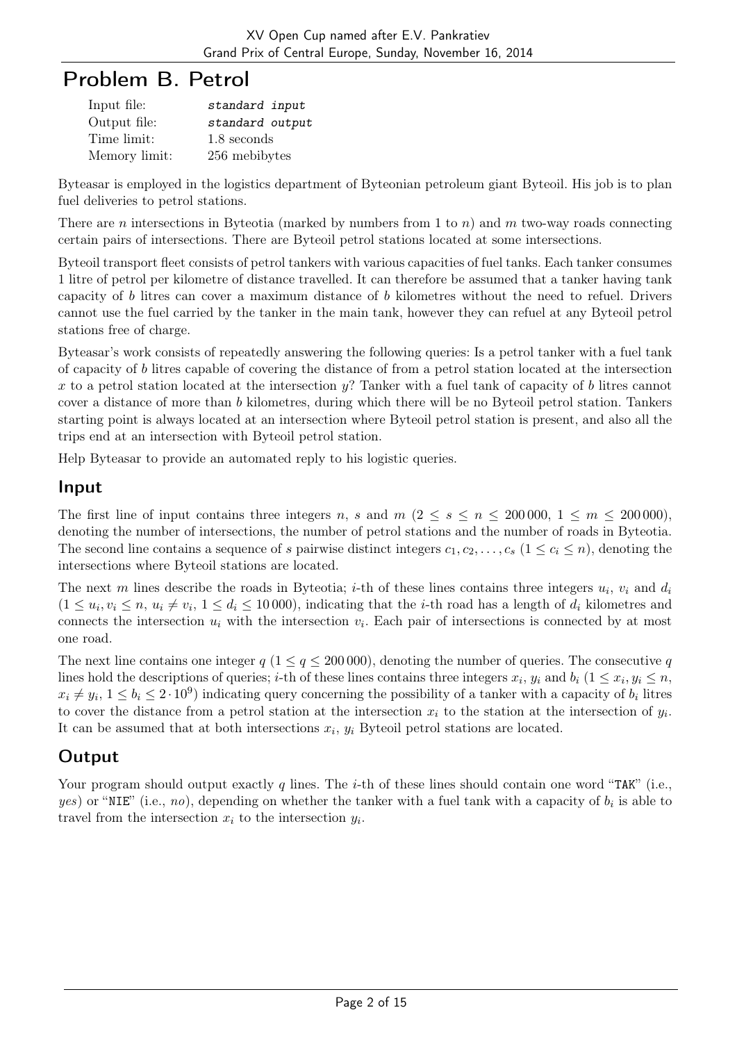# Problem B. Petrol

| | |
|---|---|
| Input file: | *standard input* |
| Output file: | *standard output* |
| Time limit: | 1.8 seconds |
| Memory limit: | 256 mebibytes |

Byteasar is employed in the logistics department of Byteonian petroleum giant Byteoil. His job is to plan fuel deliveries to petrol stations.

There are $n$ intersections in Byteotia (marked by numbers from 1 to $n$) and $m$ two-way roads connecting certain pairs of intersections. There are Byteoil petrol stations located at some intersections.

Byteoil transport fleet consists of petrol tankers with various capacities of fuel tanks. Each tanker consumes 1 litre of petrol per kilometre of distance travelled. It can therefore be assumed that a tanker having tank capacity of $b$ litres can cover a maximum distance of $b$ kilometres without the need to refuel. Drivers cannot use the fuel carried by the tanker in the main tank, however they can refuel at any Byteoil petrol stations free of charge.

Byteasar's work consists of repeatedly answering the following queries: Is a petrol tanker with a fuel tank of capacity of $b$ litres capable of covering the distance of from a petrol station located at the intersection $x$ to a petrol station located at the intersection $y$? Tanker with a fuel tank of capacity of $b$ litres cannot cover a distance of more than $b$ kilometres, during which there will be no Byteoil petrol station. Tankers starting point is always located at an intersection where Byteoil petrol station is present, and also all the trips end at an intersection with Byteoil petrol station.

Help Byteasar to provide an automated reply to his logistic queries.

## Input

The first line of input contains three integers $n$, $s$ and $m$ ($2 \leq s \leq n \leq 200\,000$, $1 \leq m \leq 200\,000$), denoting the number of intersections, the number of petrol stations and the number of roads in Byteotia. The second line contains a sequence of $s$ pairwise distinct integers $c_1, c_2, \ldots, c_s$ ($1 \leq c_i \leq n$), denoting the intersections where Byteoil stations are located.

The next $m$ lines describe the roads in Byteotia; $i$-th of these lines contains three integers $u_i$, $v_i$ and $d_i$ ($1 \leq u_i, v_i \leq n$, $u_i \neq v_i$, $1 \leq d_i \leq 10\,000$), indicating that the $i$-th road has a length of $d_i$ kilometres and connects the intersection $u_i$ with the intersection $v_i$. Each pair of intersections is connected by at most one road.

The next line contains one integer $q$ ($1 \leq q \leq 200\,000$), denoting the number of queries. The consecutive $q$ lines hold the descriptions of queries; $i$-th of these lines contains three integers $x_i$, $y_i$ and $b_i$ ($1 \leq x_i, y_i \leq n$, $x_i \neq y_i$, $1 \leq b_i \leq 2 \cdot 10^9$) indicating query concerning the possibility of a tanker with a capacity of $b_i$ litres to cover the distance from a petrol station at the intersection $x_i$ to the station at the intersection of $y_i$. It can be assumed that at both intersections $x_i$, $y_i$ Byteoil petrol stations are located.

## Output

Your program should output exactly $q$ lines. The $i$-th of these lines should contain one word "TAK" (i.e., *yes*) or "NIE" (i.e., *no*), depending on whether the tanker with a fuel tank with a capacity of $b_i$ is able to travel from the intersection $x_i$ to the intersection $y_i$.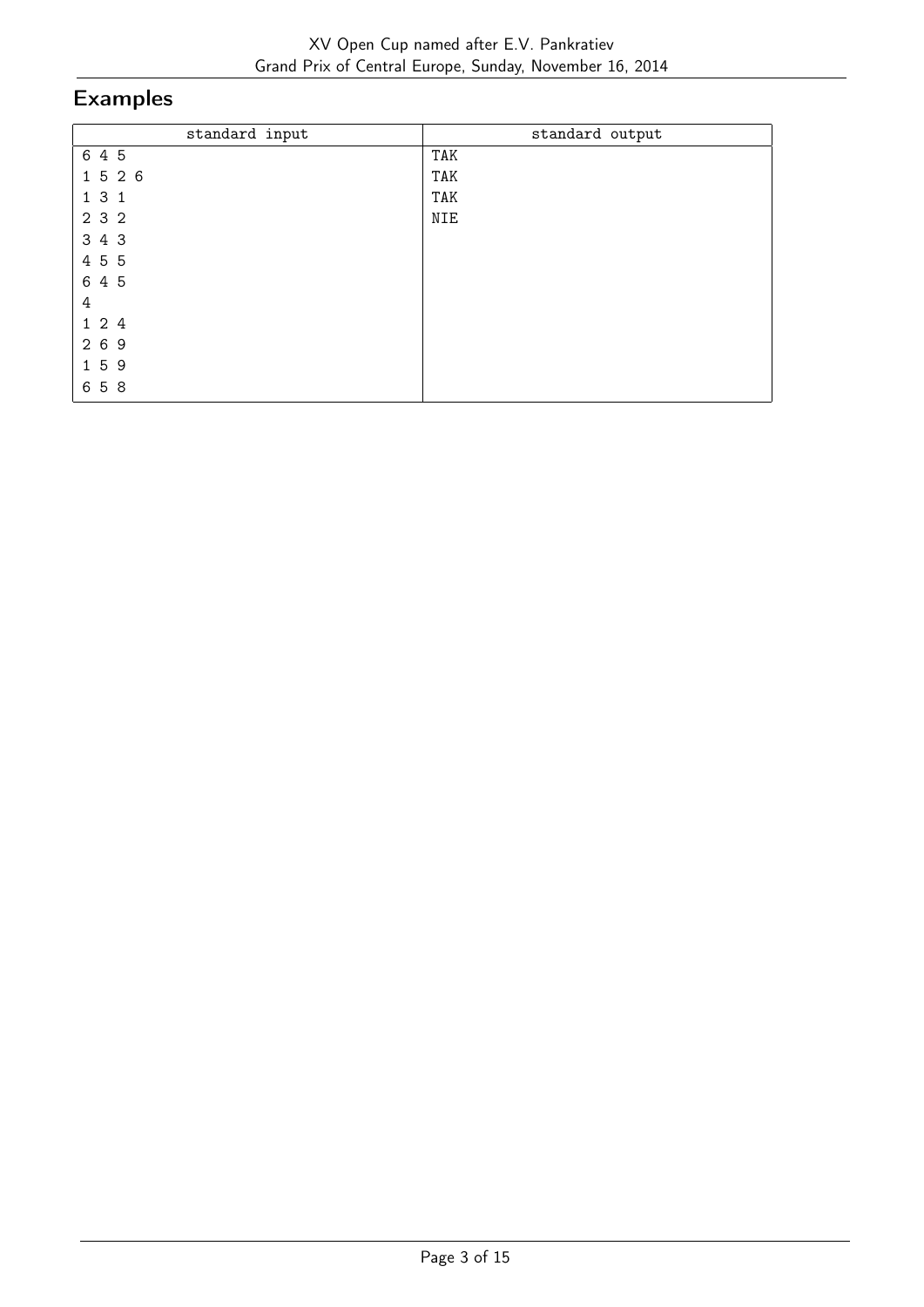## Examples

| standard input | standard output |
|---|---|
| 6 4 5<br>1 5 2 6<br>1 3 1<br>2 3 2<br>3 4 3<br>4 5 5<br>6 4 5<br>4<br>1 2 4<br>2 6 9<br>1 5 9<br>6 5 8 | TAK<br>TAK<br>TAK<br>NIE |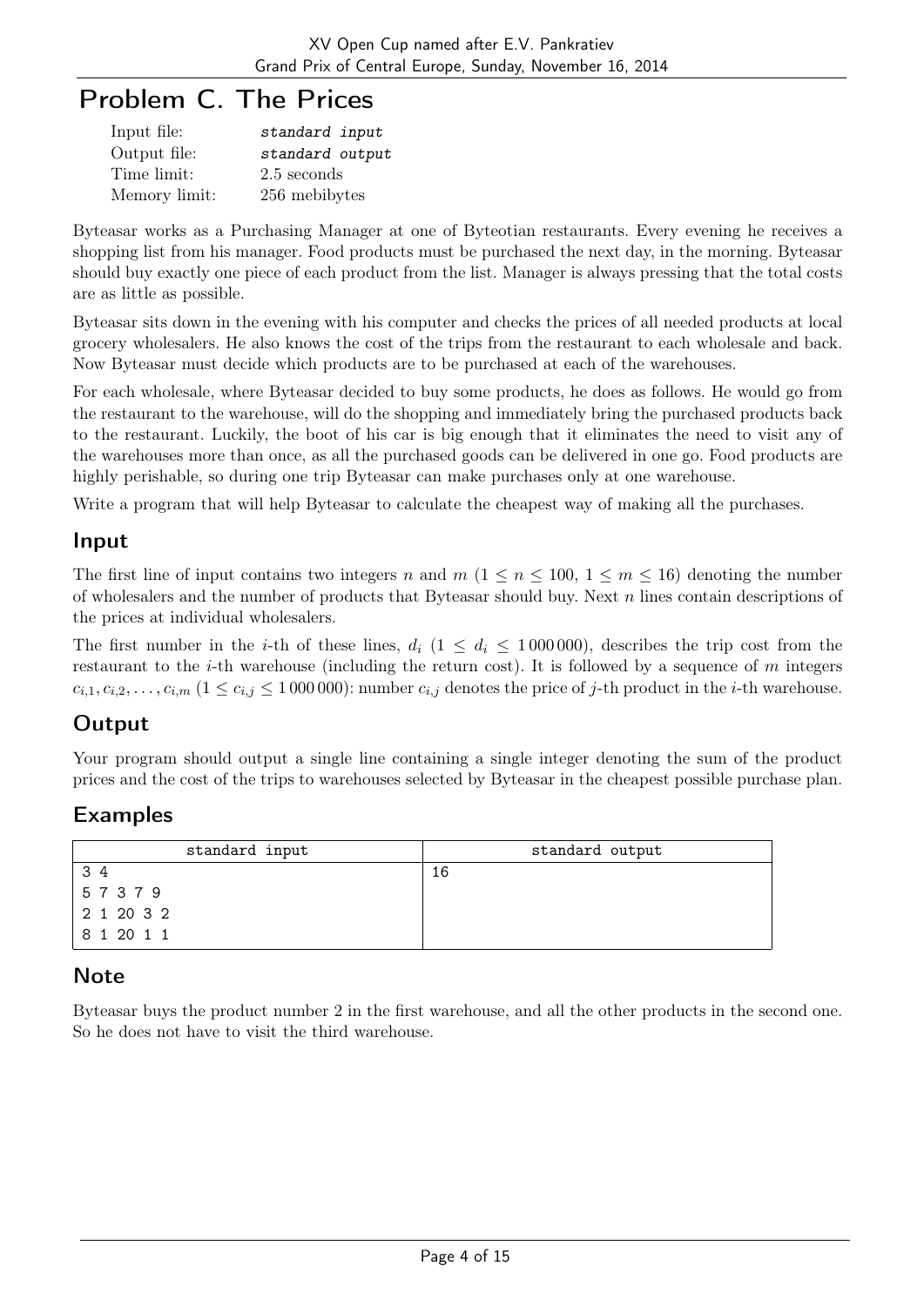# Problem C. The Prices

| | |
|---|---|
| Input file: | *standard input* |
| Output file: | *standard output* |
| Time limit: | 2.5 seconds |
| Memory limit: | 256 mebibytes |

Byteasar works as a Purchasing Manager at one of Byteotian restaurants. Every evening he receives a shopping list from his manager. Food products must be purchased the next day, in the morning. Byteasar should buy exactly one piece of each product from the list. Manager is always pressing that the total costs are as little as possible.

Byteasar sits down in the evening with his computer and checks the prices of all needed products at local grocery wholesalers. He also knows the cost of the trips from the restaurant to each wholesale and back. Now Byteasar must decide which products are to be purchased at each of the warehouses.

For each wholesale, where Byteasar decided to buy some products, he does as follows. He would go from the restaurant to the warehouse, will do the shopping and immediately bring the purchased products back to the restaurant. Luckily, the boot of his car is big enough that it eliminates the need to visit any of the warehouses more than once, as all the purchased goods can be delivered in one go. Food products are highly perishable, so during one trip Byteasar can make purchases only at one warehouse.

Write a program that will help Byteasar to calculate the cheapest way of making all the purchases.

## Input

The first line of input contains two integers $n$ and $m$ ($1 \le n \le 100$, $1 \le m \le 16$) denoting the number of wholesalers and the number of products that Byteasar should buy. Next $n$ lines contain descriptions of the prices at individual wholesalers.

The first number in the $i$-th of these lines, $d_i$ ($1 \le d_i \le 1\,000\,000$), describes the trip cost from the restaurant to the $i$-th warehouse (including the return cost). It is followed by a sequence of $m$ integers $c_{i,1}, c_{i,2}, \ldots, c_{i,m}$ ($1 \le c_{i,j} \le 1\,000\,000$): number $c_{i,j}$ denotes the price of $j$-th product in the $i$-th warehouse.

## Output

Your program should output a single line containing a single integer denoting the sum of the product prices and the cost of the trips to warehouses selected by Byteasar in the cheapest possible purchase plan.

## Examples

| standard input | standard output |
|---|---|
| 3 4<br>5 7 3 7 9<br>2 1 20 3 2<br>8 1 20 1 1 | 16 |

## Note

Byteasar buys the product number 2 in the first warehouse, and all the other products in the second one. So he does not have to visit the third warehouse.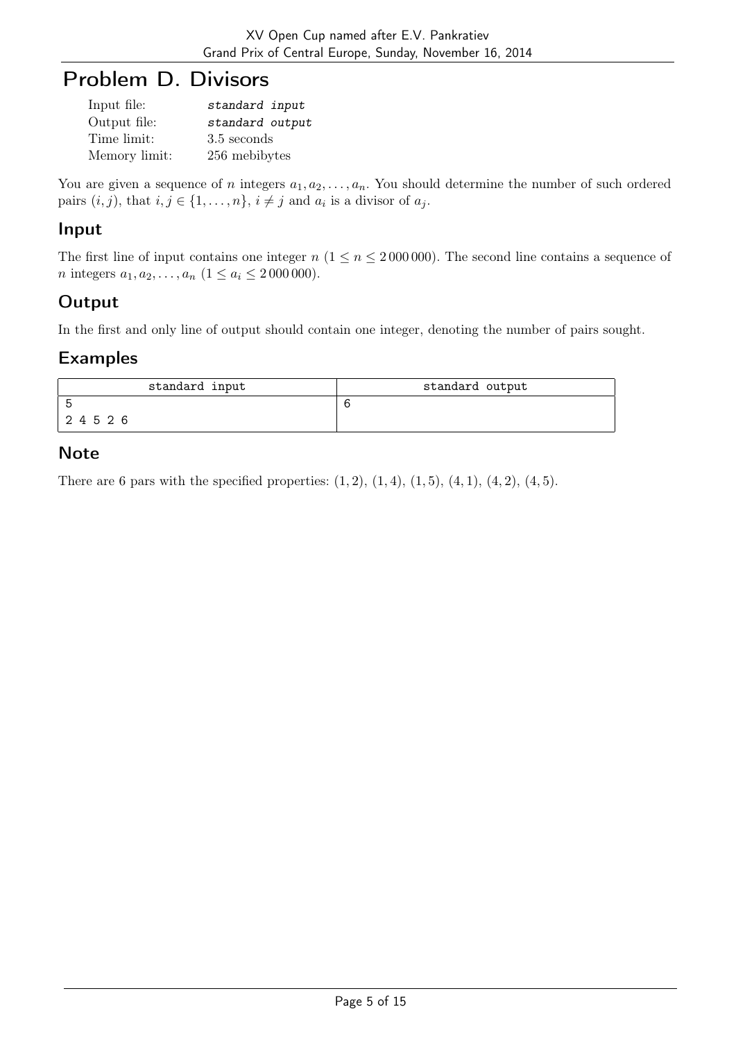# Problem D. Divisors

| | |
|---|---|
| Input file: | *standard input* |
| Output file: | *standard output* |
| Time limit: | 3.5 seconds |
| Memory limit: | 256 mebibytes |

You are given a sequence of $n$ integers $a_1, a_2, \ldots, a_n$. You should determine the number of such ordered pairs $(i, j)$, that $i, j \in \{1, \ldots, n\}$, $i \neq j$ and $a_i$ is a divisor of $a_j$.

## Input

The first line of input contains one integer $n$ ($1 \leq n \leq 2\,000\,000$). The second line contains a sequence of $n$ integers $a_1, a_2, \ldots, a_n$ ($1 \leq a_i \leq 2\,000\,000$).

## Output

In the first and only line of output should contain one integer, denoting the number of pairs sought.

## Examples

| standard input | standard output |
|---|---|
| 5<br>2 4 5 2 6 | 6 |

## Note

There are 6 pars with the specified properties: $(1, 2)$, $(1, 4)$, $(1, 5)$, $(4, 1)$, $(4, 2)$, $(4, 5)$.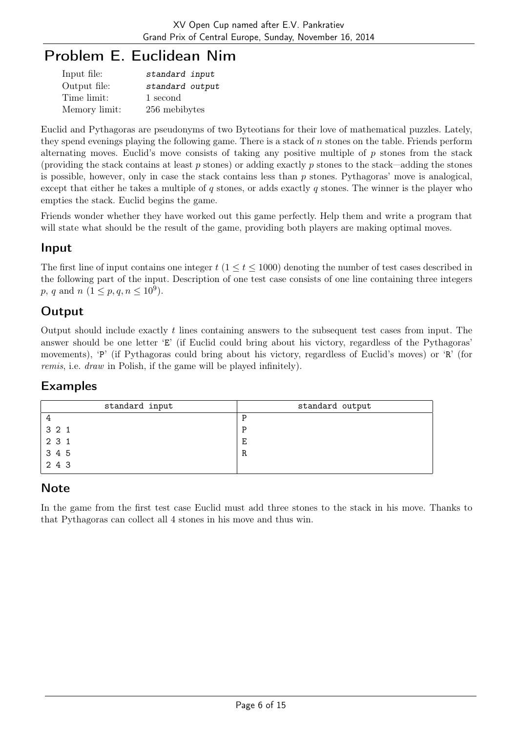# Problem E. Euclidean Nim

| | |
|---|---|
| Input file: | *standard input* |
| Output file: | *standard output* |
| Time limit: | 1 second |
| Memory limit: | 256 mebibytes |

Euclid and Pythagoras are pseudonyms of two Byteotians for their love of mathematical puzzles. Lately, they spend evenings playing the following game. There is a stack of $n$ stones on the table. Friends perform alternating moves. Euclid's move consists of taking any positive multiple of $p$ stones from the stack (providing the stack contains at least $p$ stones) or adding exactly $p$ stones to the stack—adding the stones is possible, however, only in case the stack contains less than $p$ stones. Pythagoras' move is analogical, except that either he takes a multiple of $q$ stones, or adds exactly $q$ stones. The winner is the player who empties the stack. Euclid begins the game.

Friends wonder whether they have worked out this game perfectly. Help them and write a program that will state what should be the result of the game, providing both players are making optimal moves.

## Input

The first line of input contains one integer $t$ ($1 \leq t \leq 1000$) denoting the number of test cases described in the following part of the input. Description of one test case consists of one line containing three integers $p$, $q$ and $n$ ($1 \leq p, q, n \leq 10^9$).

## Output

Output should include exactly $t$ lines containing answers to the subsequent test cases from input. The answer should be one letter 'E' (if Euclid could bring about his victory, regardless of the Pythagoras' movements), 'P' (if Pythagoras could bring about his victory, regardless of Euclid's moves) or 'R' (for *remis*, i.e. *draw* in Polish, if the game will be played infinitely).

## Examples

| standard input | standard output |
|---|---|
| 4<br>3 2 1<br>2 3 1<br>3 4 5<br>2 4 3 | P<br>P<br>E<br>R |

## Note

In the game from the first test case Euclid must add three stones to the stack in his move. Thanks to that Pythagoras can collect all 4 stones in his move and thus win.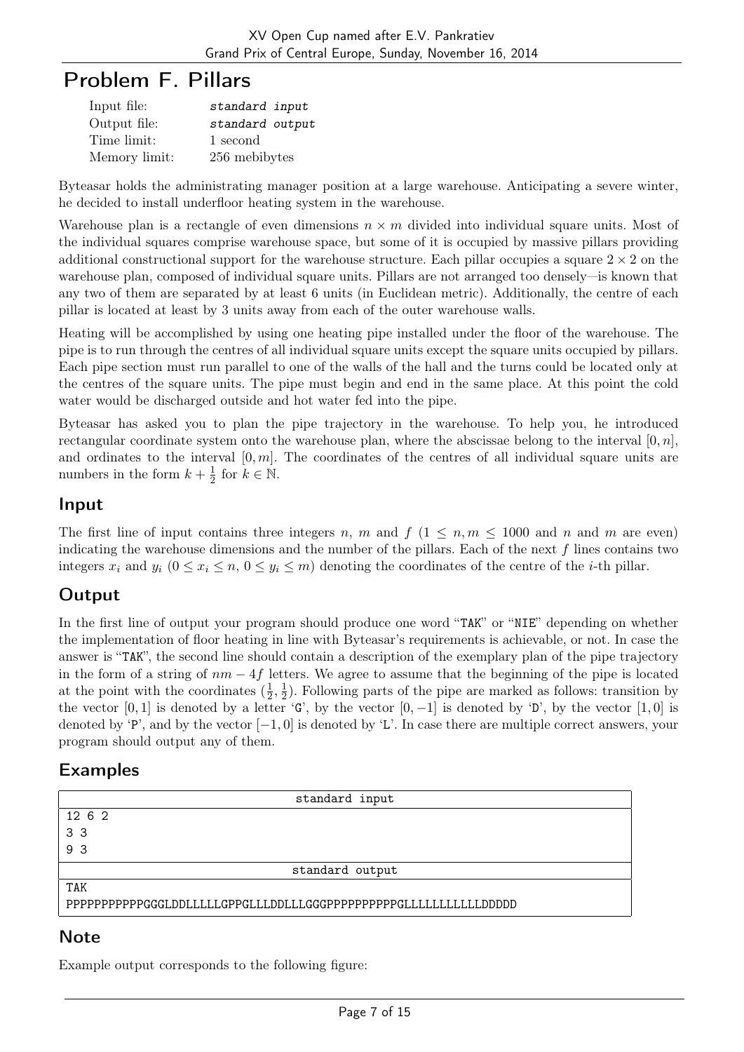# Problem F. Pillars

| | |
|---|---|
| Input file: | *standard input* |
| Output file: | *standard output* |
| Time limit: | 1 second |
| Memory limit: | 256 mebibytes |

Byteasar holds the administrating manager position at a large warehouse. Anticipating a severe winter, he decided to install underfloor heating system in the warehouse.

Warehouse plan is a rectangle of even dimensions $n \times m$ divided into individual square units. Most of the individual squares comprise warehouse space, but some of it is occupied by massive pillars providing additional constructional support for the warehouse structure. Each pillar occupies a square $2 \times 2$ on the warehouse plan, composed of individual square units. Pillars are not arranged too densely—is known that any two of them are separated by at least 6 units (in Euclidean metric). Additionally, the centre of each pillar is located at least by 3 units away from each of the outer warehouse walls.

Heating will be accomplished by using one heating pipe installed under the floor of the warehouse. The pipe is to run through the centres of all individual square units except the square units occupied by pillars. Each pipe section must run parallel to one of the walls of the hall and the turns could be located only at the centres of the square units. The pipe must begin and end in the same place. At this point the cold water would be discharged outside and hot water fed into the pipe.

Byteasar has asked you to plan the pipe trajectory in the warehouse. To help you, he introduced rectangular coordinate system onto the warehouse plan, where the abscissae belong to the interval $[0, n]$, and ordinates to the interval $[0, m]$. The coordinates of the centres of all individual square units are numbers in the form $k + \frac{1}{2}$ for $k \in \mathbb{N}$.

## Input

The first line of input contains three integers $n$, $m$ and $f$ ($1 \leq n, m \leq 1000$ and $n$ and $m$ are even) indicating the warehouse dimensions and the number of the pillars. Each of the next $f$ lines contains two integers $x_i$ and $y_i$ ($0 \leq x_i \leq n$, $0 \leq y_i \leq m$) denoting the coordinates of the centre of the $i$-th pillar.

## Output

In the first line of output your program should produce one word "TAK" or "NIE" depending on whether the implementation of floor heating in line with Byteasar's requirements is achievable, or not. In case the answer is "TAK", the second line should contain a description of the exemplary plan of the pipe trajectory in the form of a string of $nm - 4f$ letters. We agree to assume that the beginning of the pipe is located at the point with the coordinates $(\frac{1}{2}, \frac{1}{2})$. Following parts of the pipe are marked as follows: transition by the vector $[0, 1]$ is denoted by a letter 'G', by the vector $[0, -1]$ is denoted by 'D', by the vector $[1, 0]$ is denoted by 'P', and by the vector $[-1, 0]$ is denoted by 'L'. In case there are multiple correct answers, your program should output any of them.

## Examples

| standard input |
|---|
| 12 6 2<br>3 3<br>9 3 |

| standard output |
|---|
| TAK<br>PPPPPPPPPPPGGGLDDLLLLLGPPGLLLDDLLLGGGPPPPPPPPPPGLLLLLLLLLLLDDDDD |

## Note

Example output corresponds to the following figure: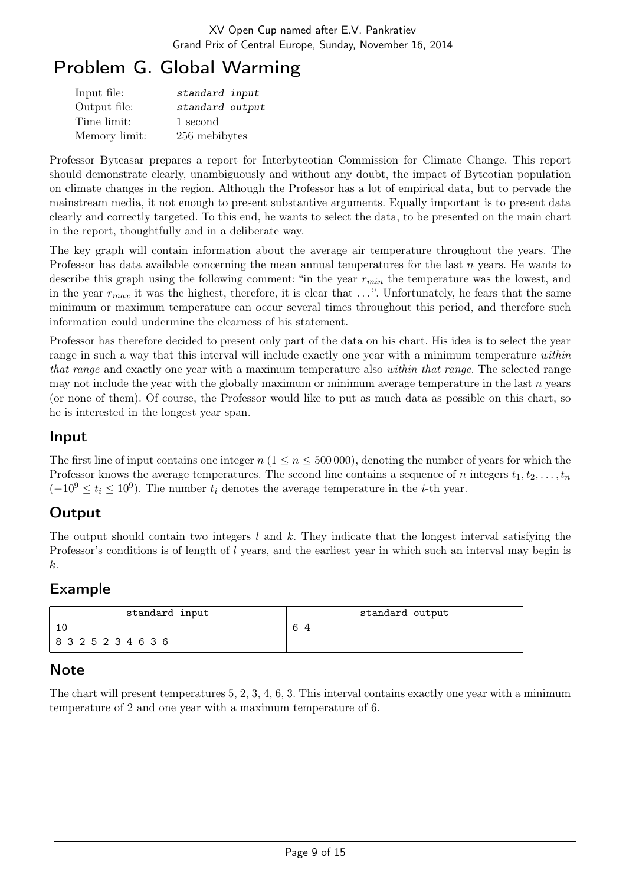# Problem G. Global Warming

| | |
|---|---|
| Input file: | *standard input* |
| Output file: | *standard output* |
| Time limit: | 1 second |
| Memory limit: | 256 mebibytes |

Professor Byteasar prepares a report for Interbyteotian Commission for Climate Change. This report should demonstrate clearly, unambiguously and without any doubt, the impact of Byteotian population on climate changes in the region. Although the Professor has a lot of empirical data, but to pervade the mainstream media, it not enough to present substantive arguments. Equally important is to present data clearly and correctly targeted. To this end, he wants to select the data, to be presented on the main chart in the report, thoughtfully and in a deliberate way.

The key graph will contain information about the average air temperature throughout the years. The Professor has data available concerning the mean annual temperatures for the last $n$ years. He wants to describe this graph using the following comment: "in the year $r_{min}$ the temperature was the lowest, and in the year $r_{max}$ it was the highest, therefore, it is clear that ...". Unfortunately, he fears that the same minimum or maximum temperature can occur several times throughout this period, and therefore such information could undermine the clearness of his statement.

Professor has therefore decided to present only part of the data on his chart. His idea is to select the year range in such a way that this interval will include exactly one year with a minimum temperature *within that range* and exactly one year with a maximum temperature also *within that range*. The selected range may not include the year with the globally maximum or minimum average temperature in the last $n$ years (or none of them). Of course, the Professor would like to put as much data as possible on this chart, so he is interested in the longest year span.

## Input

The first line of input contains one integer $n$ ($1 \leq n \leq 500\,000$), denoting the number of years for which the Professor knows the average temperatures. The second line contains a sequence of $n$ integers $t_1, t_2, \ldots, t_n$ ($-10^9 \leq t_i \leq 10^9$). The number $t_i$ denotes the average temperature in the $i$-th year.

## Output

The output should contain two integers $l$ and $k$. They indicate that the longest interval satisfying the Professor's conditions is of length of $l$ years, and the earliest year in which such an interval may begin is $k$.

## Example

| standard input | standard output |
|---|---|
| 10<br>8 3 2 5 2 3 4 6 3 6 | 6 4 |

## Note

The chart will present temperatures 5, 2, 3, 4, 6, 3. This interval contains exactly one year with a minimum temperature of 2 and one year with a maximum temperature of 6.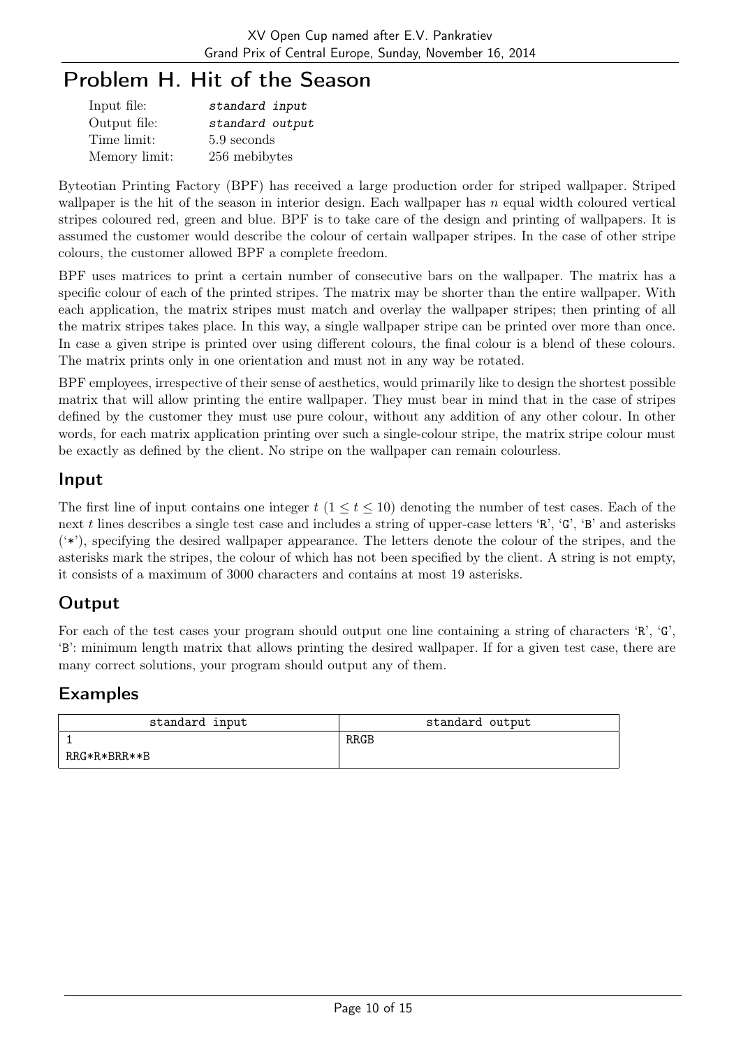# Problem H. Hit of the Season

| | |
|---|---|
| Input file: | *standard input* |
| Output file: | *standard output* |
| Time limit: | 5.9 seconds |
| Memory limit: | 256 mebibytes |

Byteotian Printing Factory (BPF) has received a large production order for striped wallpaper. Striped wallpaper is the hit of the season in interior design. Each wallpaper has $n$ equal width coloured vertical stripes coloured red, green and blue. BPF is to take care of the design and printing of wallpapers. It is assumed the customer would describe the colour of certain wallpaper stripes. In the case of other stripe colours, the customer allowed BPF a complete freedom.

BPF uses matrices to print a certain number of consecutive bars on the wallpaper. The matrix has a specific colour of each of the printed stripes. The matrix may be shorter than the entire wallpaper. With each application, the matrix stripes must match and overlay the wallpaper stripes; then printing of all the matrix stripes takes place. In this way, a single wallpaper stripe can be printed over more than once. In case a given stripe is printed over using different colours, the final colour is a blend of these colours. The matrix prints only in one orientation and must not in any way be rotated.

BPF employees, irrespective of their sense of aesthetics, would primarily like to design the shortest possible matrix that will allow printing the entire wallpaper. They must bear in mind that in the case of stripes defined by the customer they must use pure colour, without any addition of any other colour. In other words, for each matrix application printing over such a single-colour stripe, the matrix stripe colour must be exactly as defined by the client. No stripe on the wallpaper can remain colourless.

## Input

The first line of input contains one integer $t$ ($1 \le t \le 10$) denoting the number of test cases. Each of the next $t$ lines describes a single test case and includes a string of upper-case letters 'R', 'G', 'B' and asterisks ('*'), specifying the desired wallpaper appearance. The letters denote the colour of the stripes, and the asterisks mark the stripes, the colour of which has not been specified by the client. A string is not empty, it consists of a maximum of 3000 characters and contains at most 19 asterisks.

## Output

For each of the test cases your program should output one line containing a string of characters 'R', 'G', 'B': minimum length matrix that allows printing the desired wallpaper. If for a given test case, there are many correct solutions, your program should output any of them.

## Examples

| standard input | standard output |
|---|---|
| 1<br>RRG*R*BRR**B | RRGB |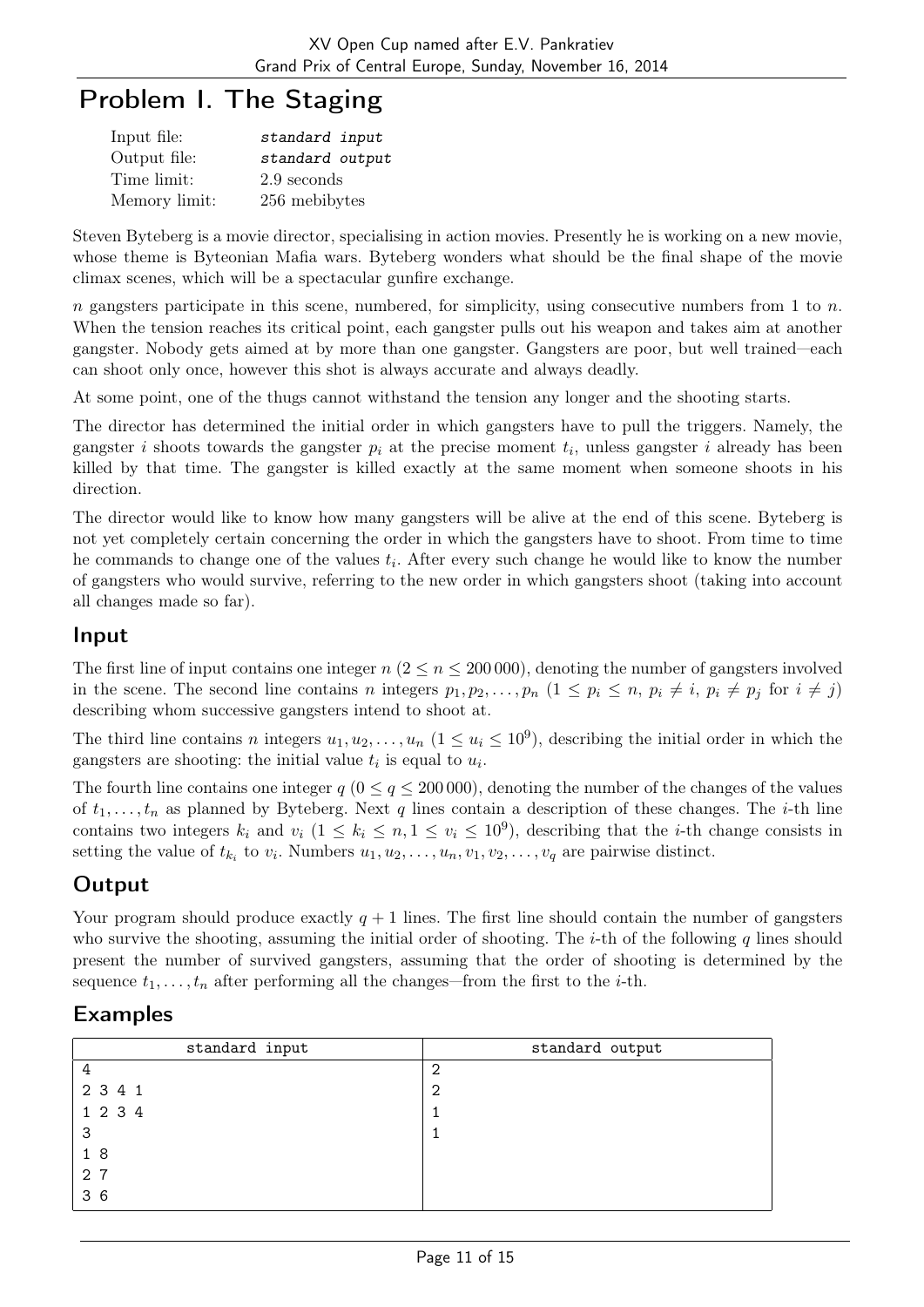# Problem I. The Staging

| | |
|---|---|
| Input file: | *standard input* |
| Output file: | *standard output* |
| Time limit: | 2.9 seconds |
| Memory limit: | 256 mebibytes |

Steven Byteberg is a movie director, specialising in action movies. Presently he is working on a new movie, whose theme is Byteonian Mafia wars. Byteberg wonders what should be the final shape of the movie climax scenes, which will be a spectacular gunfire exchange.

$n$ gangsters participate in this scene, numbered, for simplicity, using consecutive numbers from 1 to $n$. When the tension reaches its critical point, each gangster pulls out his weapon and takes aim at another gangster. Nobody gets aimed at by more than one gangster. Gangsters are poor, but well trained—each can shoot only once, however this shot is always accurate and always deadly.

At some point, one of the thugs cannot withstand the tension any longer and the shooting starts.

The director has determined the initial order in which gangsters have to pull the triggers. Namely, the gangster $i$ shoots towards the gangster $p_i$ at the precise moment $t_i$, unless gangster $i$ already has been killed by that time. The gangster is killed exactly at the same moment when someone shoots in his direction.

The director would like to know how many gangsters will be alive at the end of this scene. Byteberg is not yet completely certain concerning the order in which the gangsters have to shoot. From time to time he commands to change one of the values $t_i$. After every such change he would like to know the number of gangsters who would survive, referring to the new order in which gangsters shoot (taking into account all changes made so far).

## Input

The first line of input contains one integer $n$ ($2 \le n \le 200\,000$), denoting the number of gangsters involved in the scene. The second line contains $n$ integers $p_1, p_2, \ldots, p_n$ ($1 \le p_i \le n$, $p_i \ne i$, $p_i \ne p_j$ for $i \ne j$) describing whom successive gangsters intend to shoot at.

The third line contains $n$ integers $u_1, u_2, \ldots, u_n$ ($1 \le u_i \le 10^9$), describing the initial order in which the gangsters are shooting: the initial value $t_i$ is equal to $u_i$.

The fourth line contains one integer $q$ ($0 \le q \le 200\,000$), denoting the number of the changes of the values of $t_1, \ldots, t_n$ as planned by Byteberg. Next $q$ lines contain a description of these changes. The $i$-th line contains two integers $k_i$ and $v_i$ ($1 \le k_i \le n, 1 \le v_i \le 10^9$), describing that the $i$-th change consists in setting the value of $t_{k_i}$ to $v_i$. Numbers $u_1, u_2, \ldots, u_n, v_1, v_2, \ldots, v_q$ are pairwise distinct.

## Output

Your program should produce exactly $q + 1$ lines. The first line should contain the number of gangsters who survive the shooting, assuming the initial order of shooting. The $i$-th of the following $q$ lines should present the number of survived gangsters, assuming that the order of shooting is determined by the sequence $t_1, \ldots, t_n$ after performing all the changes—from the first to the $i$-th.

## Examples

| standard input | standard output |
|---|---|
| 4<br>2 3 4 1<br>1 2 3 4<br>3<br>1 8<br>2 7<br>3 6 | 2<br>2<br>1<br>1 |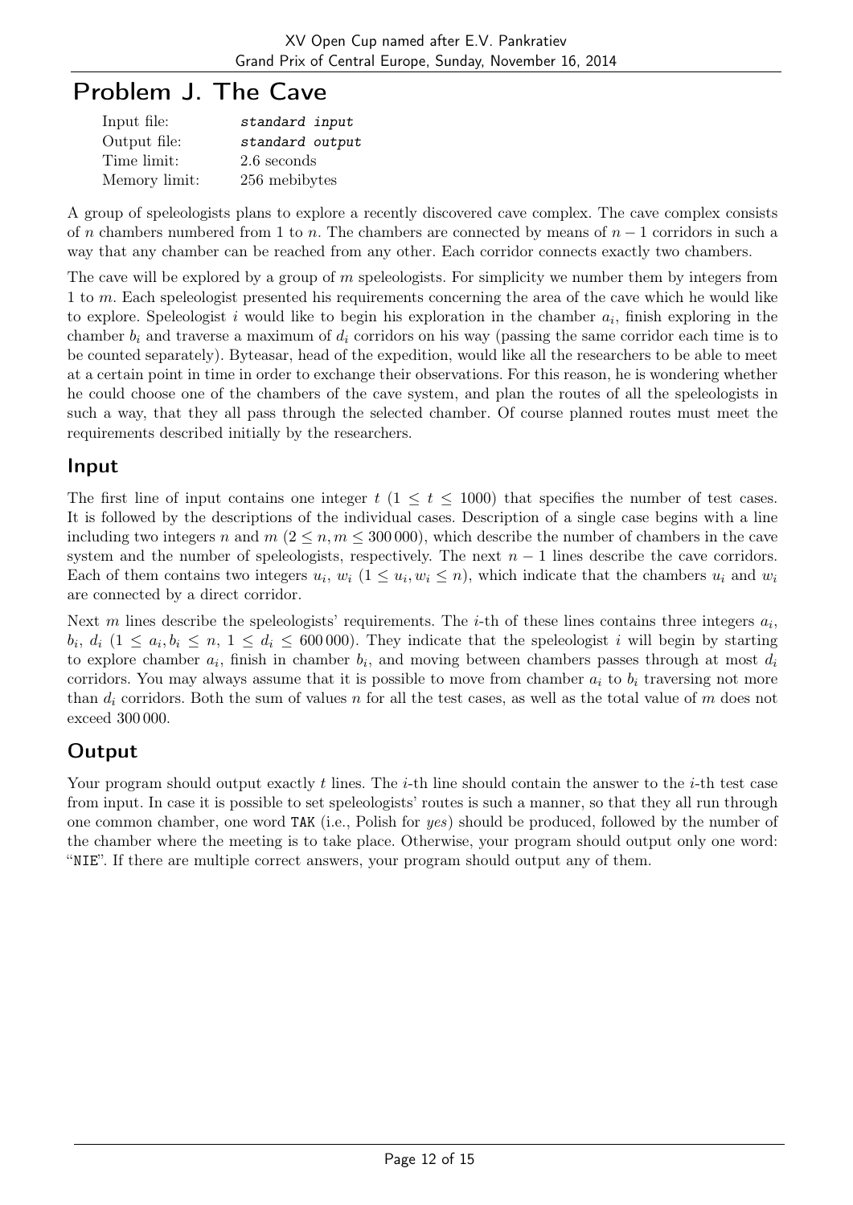# Problem J. The Cave

| | |
|---|---|
| Input file: | *standard input* |
| Output file: | *standard output* |
| Time limit: | 2.6 seconds |
| Memory limit: | 256 mebibytes |

A group of speleologists plans to explore a recently discovered cave complex. The cave complex consists of $n$ chambers numbered from 1 to $n$. The chambers are connected by means of $n-1$ corridors in such a way that any chamber can be reached from any other. Each corridor connects exactly two chambers.

The cave will be explored by a group of $m$ speleologists. For simplicity we number them by integers from 1 to $m$. Each speleologist presented his requirements concerning the area of the cave which he would like to explore. Speleologist $i$ would like to begin his exploration in the chamber $a_i$, finish exploring in the chamber $b_i$ and traverse a maximum of $d_i$ corridors on his way (passing the same corridor each time is to be counted separately). Byteasar, head of the expedition, would like all the researchers to be able to meet at a certain point in time in order to exchange their observations. For this reason, he is wondering whether he could choose one of the chambers of the cave system, and plan the routes of all the speleologists in such a way, that they all pass through the selected chamber. Of course planned routes must meet the requirements described initially by the researchers.

## Input

The first line of input contains one integer $t$ ($1 \le t \le 1000$) that specifies the number of test cases. It is followed by the descriptions of the individual cases. Description of a single case begins with a line including two integers $n$ and $m$ ($2 \le n, m \le 300\,000$), which describe the number of chambers in the cave system and the number of speleologists, respectively. The next $n-1$ lines describe the cave corridors. Each of them contains two integers $u_i$, $w_i$ ($1 \le u_i, w_i \le n$), which indicate that the chambers $u_i$ and $w_i$ are connected by a direct corridor.

Next $m$ lines describe the speleologists' requirements. The $i$-th of these lines contains three integers $a_i$, $b_i$, $d_i$ ($1 \le a_i, b_i \le n$, $1 \le d_i \le 600\,000$). They indicate that the speleologist $i$ will begin by starting to explore chamber $a_i$, finish in chamber $b_i$, and moving between chambers passes through at most $d_i$ corridors. You may always assume that it is possible to move from chamber $a_i$ to $b_i$ traversing not more than $d_i$ corridors. Both the sum of values $n$ for all the test cases, as well as the total value of $m$ does not exceed $300\,000$.

## Output

Your program should output exactly $t$ lines. The $i$-th line should contain the answer to the $i$-th test case from input. In case it is possible to set speleologists' routes is such a manner, so that they all run through one common chamber, one word TAK (i.e., Polish for *yes*) should be produced, followed by the number of the chamber where the meeting is to take place. Otherwise, your program should output only one word: "NIE". If there are multiple correct answers, your program should output any of them.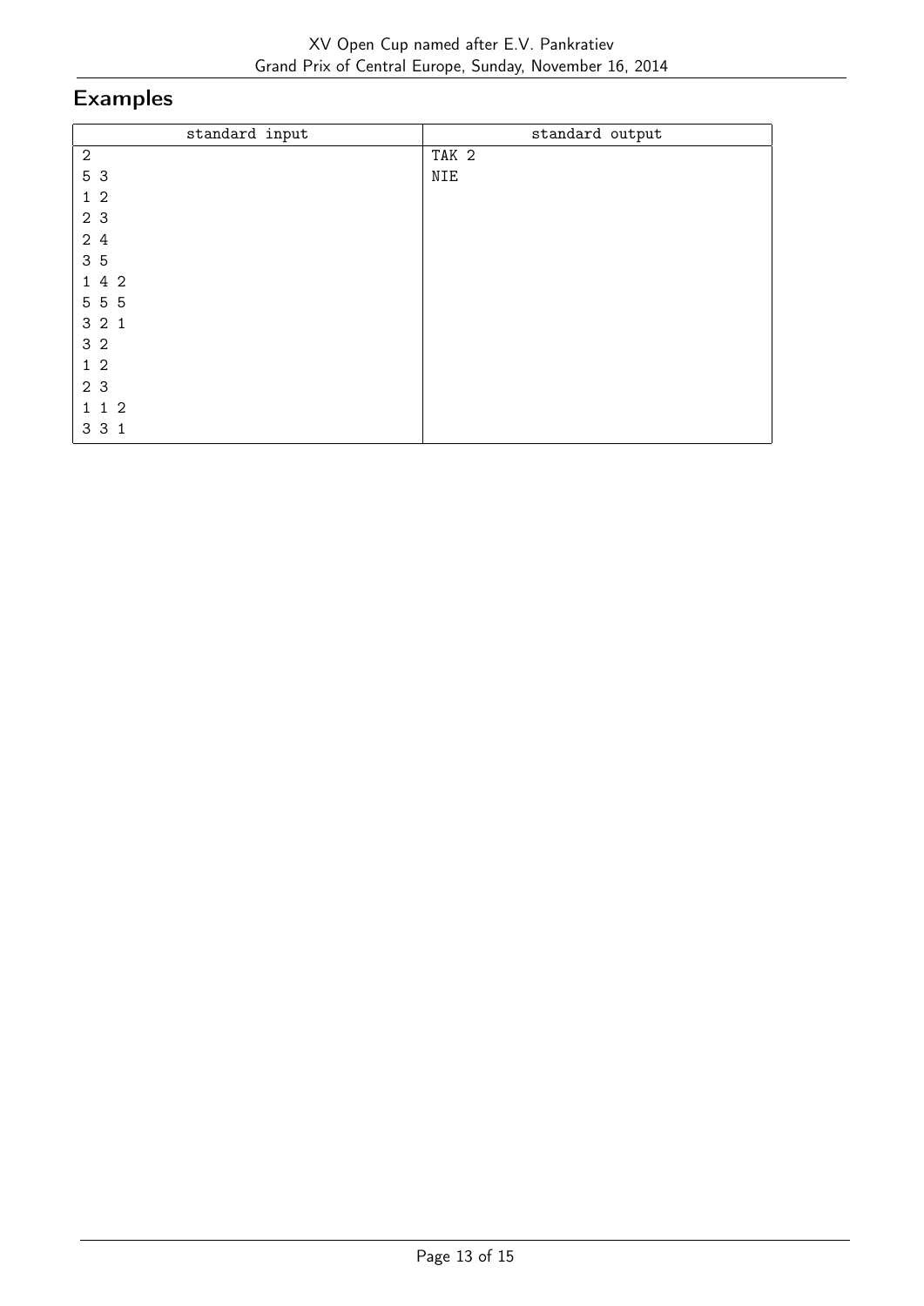## Examples

| standard input | standard output |
|---|---|
| 2<br>5 3<br>1 2<br>2 3<br>2 4<br>3 5<br>1 4 2<br>5 5 5<br>3 2 1<br>3 2<br>1 2<br>2 3<br>1 1 2<br>3 3 1 | TAK 2<br>NIE |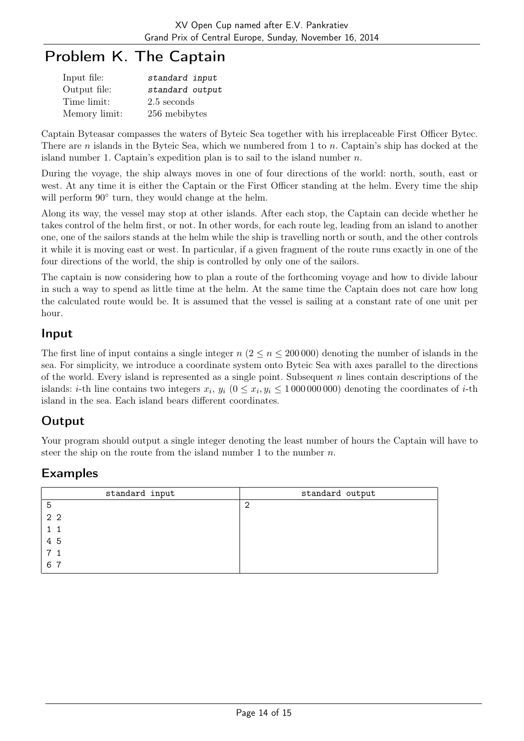# Problem K. The Captain

| | |
|---|---|
| Input file: | *standard input* |
| Output file: | *standard output* |
| Time limit: | 2.5 seconds |
| Memory limit: | 256 mebibytes |

Captain Byteasar compasses the waters of Byteic Sea together with his irreplaceable First Officer Bytec. There are $n$ islands in the Byteic Sea, which we numbered from 1 to $n$. Captain's ship has docked at the island number 1. Captain's expedition plan is to sail to the island number $n$.

During the voyage, the ship always moves in one of four directions of the world: north, south, east or west. At any time it is either the Captain or the First Officer standing at the helm. Every time the ship will perform $90^\circ$ turn, they would change at the helm.

Along its way, the vessel may stop at other islands. After each stop, the Captain can decide whether he takes control of the helm first, or not. In other words, for each route leg, leading from an island to another one, one of the sailors stands at the helm while the ship is travelling north or south, and the other controls it while it is moving east or west. In particular, if a given fragment of the route runs exactly in one of the four directions of the world, the ship is controlled by only one of the sailors.

The captain is now considering how to plan a route of the forthcoming voyage and how to divide labour in such a way to spend as little time at the helm. At the same time the Captain does not care how long the calculated route would be. It is assumed that the vessel is sailing at a constant rate of one unit per hour.

## Input

The first line of input contains a single integer $n$ ($2 \le n \le 200\,000$) denoting the number of islands in the sea. For simplicity, we introduce a coordinate system onto Byteic Sea with axes parallel to the directions of the world. Every island is represented as a single point. Subsequent $n$ lines contain descriptions of the islands: $i$-th line contains two integers $x_i$, $y_i$ ($0 \le x_i, y_i \le 1\,000\,000\,000$) denoting the coordinates of $i$-th island in the sea. Each island bears different coordinates.

## Output

Your program should output a single integer denoting the least number of hours the Captain will have to steer the ship on the route from the island number 1 to the number $n$.

## Examples

| standard input | standard output |
|---|---|
| 5<br>2 2<br>1 1<br>4 5<br>7 1<br>6 7 | 2 |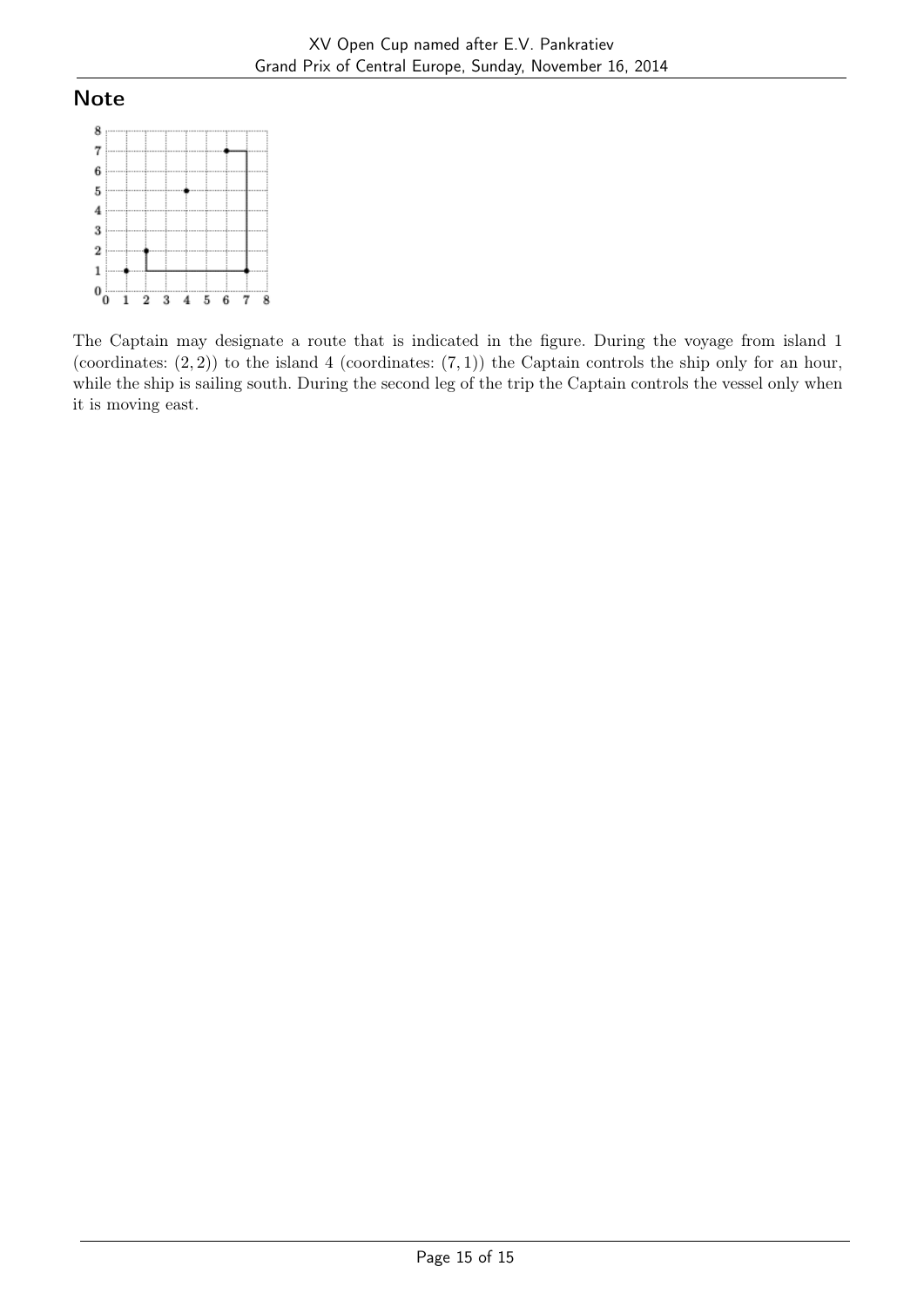## Note

0
1
2
3
4
5
6
7
8

0 1 2 3 4 5 6 7 8

The Captain may designate a route that is indicated in the figure. During the voyage from island 1 (coordinates: $(2, 2)$) to the island 4 (coordinates: $(7, 1)$) the Captain controls the ship only for an hour, while the ship is sailing south. During the second leg of the trip the Captain controls the vessel only when it is moving east.